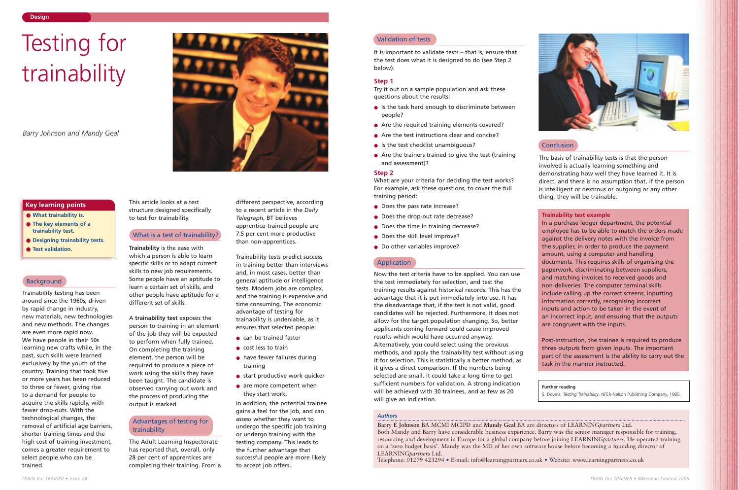# Testing for trainability

*Barry Johnson and Mandy Geal*

**Key learning points**

- **What trainability is.**
- **The key elements of a trainability test.**
- **Designing trainability tests.**
- **Test validation.**

## Background

Trainability testing has been around since the 1960s, driven by rapid change in industry, new materials, new technologies and new methods. The changes are even more rapid now.
We have people in their 50s learning new crafts while, in the past, such skills were learned exclusively by the youth of the country. Training that took five or more years has been reduced to three or fewer, giving rise to a demand for people to acquire the skills rapidly, with fewer drop-outs. With the technological changes, the removal of artificial age barriers, shorter training times and the high cost of training investment, comes a greater requirement to select people who can be trained.

This article looks at a test structure designed specifically to test for trainability.

## What is a test of trainability?

**Trainability** is the ease with which a person is able to learn specific skills or to adapt current skills to new job requirements. Some people have an aptitude to learn a certain set of skills, and other people have aptitude for a different set of skills.

A **trainability test** exposes the person to training in an element of the job they will be expected to perform when fully trained. On completing the training element, the person will be required to produce a piece of work using the skills they have been taught. The candidate is observed carrying out work and the process of producing the output is marked.

## Advantages of testing for trainability

The Adult Learning Inspectorate has reported that, overall, only 28 per cent of apprentices are completing their training. From a different perspective, according to a recent article in the *Daily Telegraph*, BT believes apprentice-trained people are 7.5 per cent more productive than non-apprentices.

Trainability tests predict success in training better than interviews and, in most cases, better than general aptitude or intelligence tests. Modern jobs are complex, and the training is expensive and time consuming. The economic advantage of testing for trainability is undeniable, as it ensures that selected people:

- can be trained faster
- cost less to train
- have fewer failures during training
- start productive work quicker
- are more competent when they start work.

In addition, the potential trainee gains a feel for the job, and can assess whether they want to undergo the specific job training or undergo training with the testing company. This leads to the further advantage that successful people are more likely to accept job offers.

## Validation of tests

It is important to validate tests – that is, ensure that the test does what it is designed to do (see Step 2 below).

### Step 1

Try it out on a sample population and ask these questions about the results:

- Is the task hard enough to discriminate between people?
- Are the required training elements covered?
- Are the test instructions clear and concise?
- Is the test checklist unambiguous?
- Are the trainers trained to give the test (training and assessment)?

### Step 2

What are your criteria for deciding the test works? For example, ask these questions, to cover the full training period:

- Does the pass rate increase?
- Does the drop-out rate decrease?
- Does the time in training decrease?
- Does the skill level improve?
- Do other variables improve?

## Application

Now the test criteria have to be applied. You can use the test immediately for selection, and test the training results against historical records. This has the advantage that it is put immediately into use. It has the disadvantage that, if the test is not valid, good candidates will be rejected. Furthermore, it does not allow for the target population changing. So, better applicants coming forward could cause improved results which would have occurred anyway.
Alternatively, you could select using the previous methods, and apply the trainability test without using it for selection. This is statistically a better method, as it gives a direct comparison. If the numbers being selected are small, it could take a long time to get sufficient numbers for validation. A strong indication will be achieved with 30 trainees, and as few as 20 will give an indication.

## Conclusion

The basis of trainability tests is that the person involved is actually learning something and demonstrating how well they have learned it. It is direct, and there is no assumption that, if the person is intelligent or dextrous or outgoing or any other thing, they will be trainable.

**Trainability test example**

In a purchase ledger department, the potential employee has to be able to match the orders made against the delivery notes with the invoice from the supplier, in order to produce the payment amount, using a computer and handling documents. This requires skills of organising the paperwork, discriminating between suppliers, and matching invoices to received goods and non-deliveries. The computer terminal skills include calling up the correct screens, inputting information correctly, recognising incorrect inputs and action to be taken in the event of an incorrect input, and ensuring that the outputs are congruent with the inputs.

Post-instruction, the trainee is required to produce three outputs from given inputs. The important part of the assessment is the ability to carry out the task in the manner instructed.

**Further reading**

S. Downs, *Testing Trainability*, NFER-Nelson Publishing Company, 1985.

***Authors***

**Barry E Johnson** BA MCMI MCIPD and **Mandy Geal** BA are directors of LEARNING*partners* Ltd.
Both Mandy and Barry have considerable business experience. Barry was the senior manager responsible for training, resourcing and development in Europe for a global company before joining LEARNING*partners*. He operated training on a 'zero budget basis'. Mandy was the MD of her own software house before becoming a founding director of LEARNING*partners* Ltd.
Telephone: 01279 423294 • E-mail: info@learningpartners.co.uk • Website: www.learningpartners.co.uk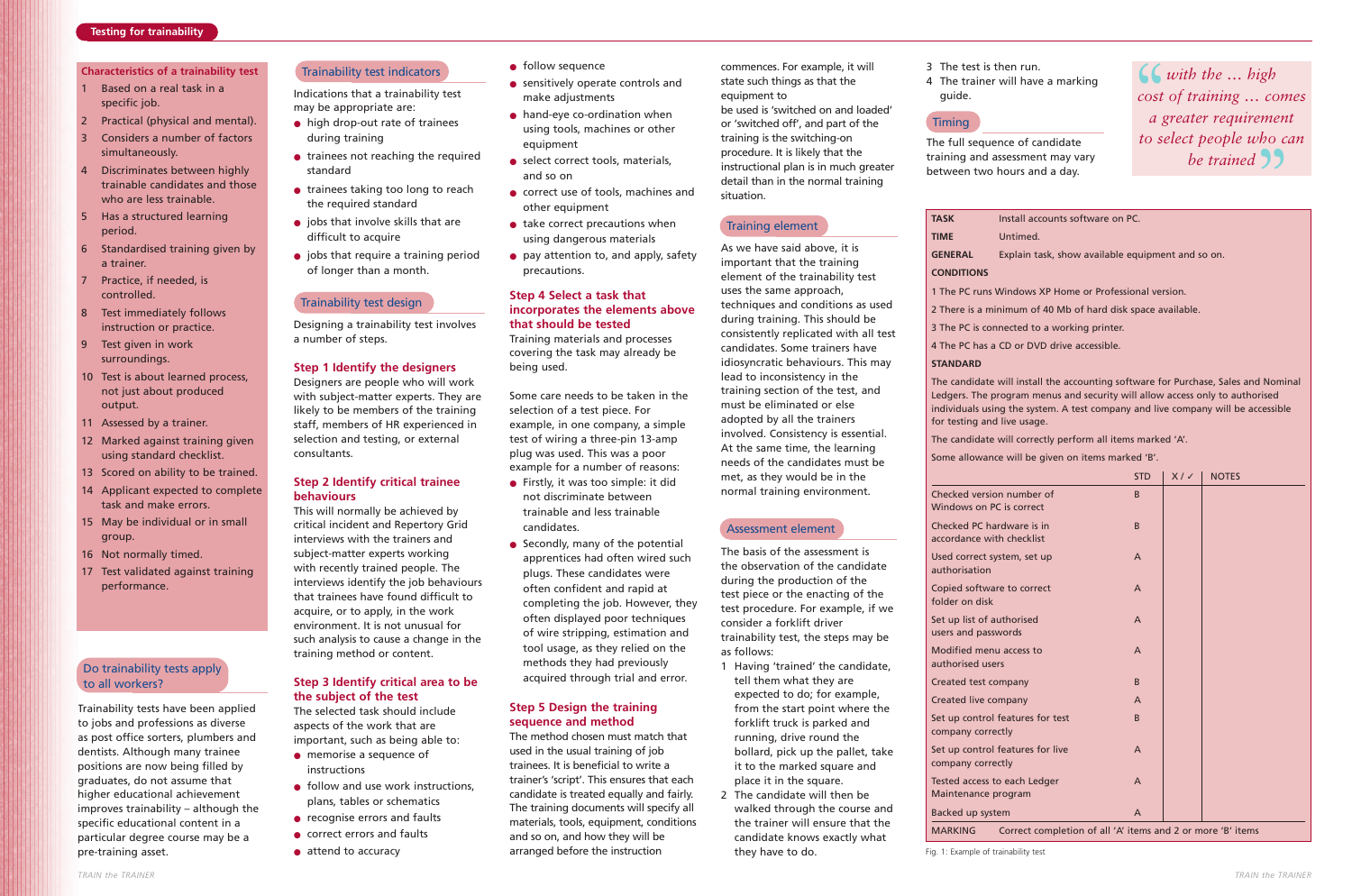## Testing for trainability

### Characteristics of a trainability test

1. Based on a real task in a specific job.
2. Practical (physical and mental).
3. Considers a number of factors simultaneously.
4. Discriminates between highly trainable candidates and those who are less trainable.
5. Has a structured learning period.
6. Standardised training given by a trainer.
7. Practice, if needed, is controlled.
8. Test immediately follows instruction or practice.
9. Test given in work surroundings.
10. Test is about learned process, not just about produced output.
11. Assessed by a trainer.
12. Marked against training given using standard checklist.
13. Scored on ability to be trained.
14. Applicant expected to complete task and make errors.
15. May be individual or in small group.
16. Not normally timed.
17. Test validated against training performance.

### Do trainability tests apply to all workers?

Trainability tests have been applied to jobs and professions as diverse as post office sorters, plumbers and dentists. Although many trainee positions are now being filled by graduates, do not assume that higher educational achievement improves trainability – although the specific educational content in a particular degree course may be a pre-training asset.

### Trainability test indicators

Indications that a trainability test may be appropriate are:

- high drop-out rate of trainees during training
- trainees not reaching the required standard
- trainees taking too long to reach the required standard
- jobs that involve skills that are difficult to acquire
- jobs that require a training period of longer than a month.

### Trainability test design

Designing a trainability test involves a number of steps.

#### Step 1 Identify the designers

Designers are people who will work with subject-matter experts. They are likely to be members of the training staff, members of HR experienced in selection and testing, or external consultants.

#### Step 2 Identify critical trainee behaviours

This will normally be achieved by critical incident and Repertory Grid interviews with the trainers and subject-matter experts working with recently trained people. The interviews identify the job behaviours that trainees have found difficult to acquire, or to apply, in the work environment. It is not unusual for such analysis to cause a change in the training method or content.

#### Step 3 Identify critical area to be the subject of the test

The selected task should include aspects of the work that are important, such as being able to:

- memorise a sequence of instructions
- follow and use work instructions, plans, tables or schematics
- recognise errors and faults
- correct errors and faults
- attend to accuracy
- follow sequence
- sensitively operate controls and make adjustments
- hand-eye co-ordination when using tools, machines or other equipment
- select correct tools, materials, and so on
- correct use of tools, machines and other equipment
- take correct precautions when using dangerous materials
- pay attention to, and apply, safety precautions.

#### Step 4 Select a task that incorporates the elements above that should be tested

Training materials and processes covering the task may already be being used.

Some care needs to be taken in the selection of a test piece. For example, in one company, a simple test of wiring a three-pin 13-amp plug was used. This was a poor example for a number of reasons:

- Firstly, it was too simple: it did not discriminate between trainable and less trainable candidates.
- Secondly, many of the potential apprentices had often wired such plugs. These candidates were often confident and rapid at completing the job. However, they often displayed poor techniques of wire stripping, estimation and tool usage, as they relied on the methods they had previously acquired through trial and error.

#### Step 5 Design the training sequence and method

The method chosen must match that used in the usual training of job trainees. It is beneficial to write a trainer's 'script'. This ensures that each candidate is treated equally and fairly. The training documents will specify all materials, tools, equipment, conditions and so on, and how they will be arranged before the instruction commences. For example, it will state such things as that the equipment to be used is 'switched on and loaded' or 'switched off', and part of the training is the switching-on procedure. It is likely that the instructional plan is in much greater detail than in the normal training situation.

### Training element

As we have said above, it is important that the training element of the trainability test uses the same approach, techniques and conditions as used during training. This should be consistently replicated with all test candidates. Some trainers have idiosyncratic behaviours. This may lead to inconsistency in the training section of the test, and must be eliminated or else adopted by all the trainers involved. Consistency is essential. At the same time, the learning needs of the candidates must be met, as they would be in the normal training environment.

### Assessment element

The basis of the assessment is the observation of the candidate during the production of the test piece or the enacting of the test procedure. For example, if we consider a forklift driver trainability test, the steps may be as follows:

1. Having 'trained' the candidate, tell them what they are expected to do; for example, from the start point where the forklift truck is parked and running, drive round the bollard, pick up the pallet, take it to the marked square and place it in the square.
2. The candidate will then be walked through the course and the trainer will ensure that the candidate knows exactly what they have to do.
3. The test is then run.
4. The trainer will have a marking guide.

### Timing

The full sequence of candidate training and assessment may vary between two hours and a day.

> *"with the … high cost of training … comes a greater requirement to select people who can be trained"*

| | | | |
|---|---|---|---|
| **TASK** | Install accounts software on PC. | | |
| **TIME** | Untimed. | | |
| **GENERAL** | Explain task, show available equipment and so on. | | |
| **CONDITIONS** | | | |
| 1 The PC runs Windows XP Home or Professional version. | | | |
| 2 There is a minimum of 40 Mb of hard disk space available. | | | |
| 3 The PC is connected to a working printer. | | | |
| 4 The PC has a CD or DVD drive accessible. | | | |
| **STANDARD** | | | |
| The candidate will install the accounting software for Purchase, Sales and Nominal Ledgers. The program menus and security will allow access only to authorised individuals using the system. A test company and live company will be accessible for testing and live usage. | | | |
| The candidate will correctly perform all items marked 'A'. | | | |
| Some allowance will be given on items marked 'B'. | | | |
| | STD | X / ✓ | NOTES |
| Checked version number of Windows on PC is correct | B | | |
| Checked PC hardware is in accordance with checklist | B | | |
| Used correct system, set up authorisation | A | | |
| Copied software to correct folder on disk | A | | |
| Set up list of authorised users and passwords | A | | |
| Modified menu access to authorised users | A | | |
| Created test company | B | | |
| Created live company | A | | |
| Set up control features for test company correctly | B | | |
| Set up control features for live company correctly | A | | |
| Tested access to each Ledger Maintenance program | A | | |
| Backed up system | A | | |
| MARKING | Correct completion of all 'A' items and 2 or more 'B' items | | |

Fig. 1: Example of trainability test